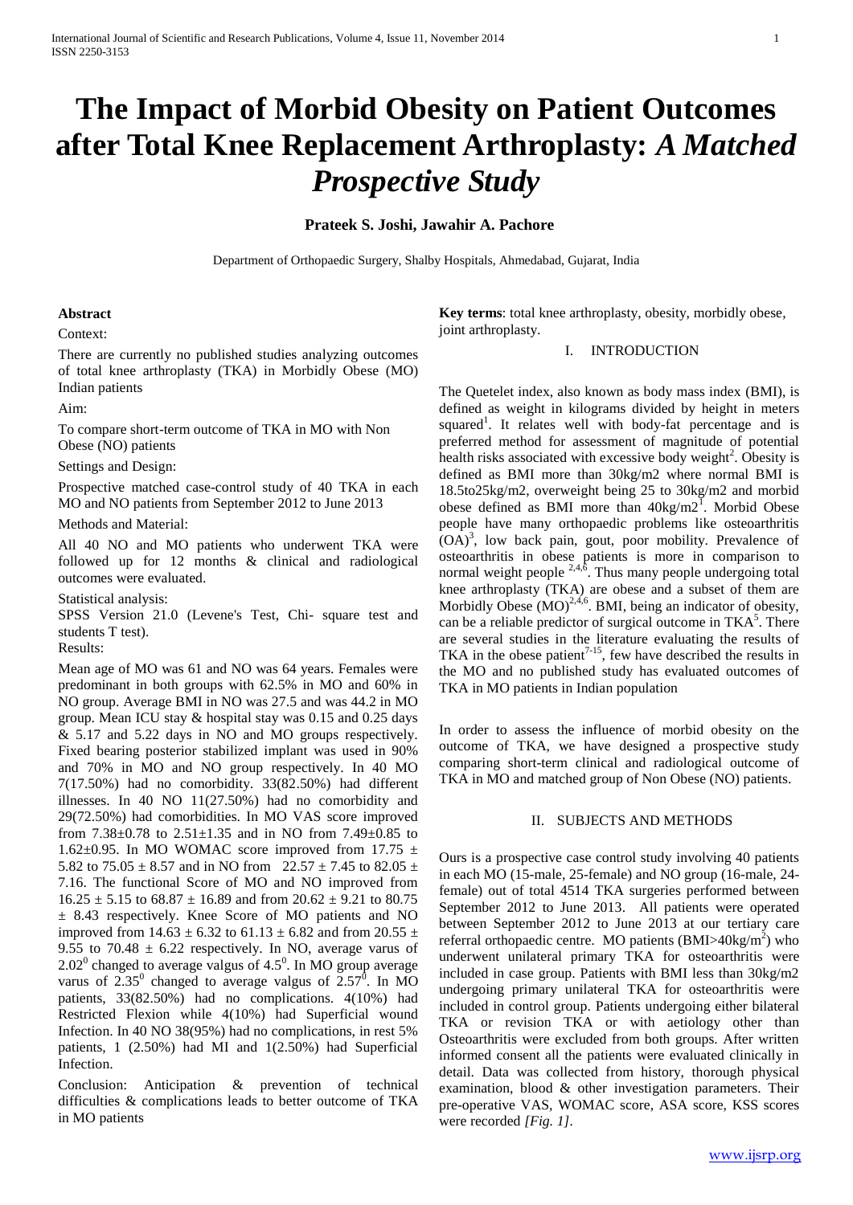# The Impact of Morbid Obesity on Patient Outcomes after Total Knee Replacement Arthroplasty: *A Matched Prospective Study*

**Prateek S. Joshi, Jawahir A. Pachore**

Department of Orthopaedic Surgery, Shalby Hospitals, Ahmedabad, Gujarat, India

**Abstract**

Context:

There are currently no published studies analyzing outcomes of total knee arthroplasty (TKA) in Morbidly Obese (MO) Indian patients

Aim:

To compare short-term outcome of TKA in MO with Non Obese (NO) patients

Settings and Design:

Prospective matched case-control study of 40 TKA in each MO and NO patients from September 2012 to June 2013

Methods and Material:

All 40 NO and MO patients who underwent TKA were followed up for 12 months & clinical and radiological outcomes were evaluated.

Statistical analysis:

SPSS Version 21.0 (Levene's Test, Chi- square test and students T test).

Results:

Mean age of MO was 61 and NO was 64 years. Females were predominant in both groups with 62.5% in MO and 60% in NO group. Average BMI in NO was 27.5 and was 44.2 in MO group. Mean ICU stay & hospital stay was 0.15 and 0.25 days & 5.17 and 5.22 days in NO and MO groups respectively. Fixed bearing posterior stabilized implant was used in 90% and 70% in MO and NO group respectively. In 40 MO 7(17.50%) had no comorbidity. 33(82.50%) had different illnesses. In 40 NO 11(27.50%) had no comorbidity and 29(72.50%) had comorbidities. In MO VAS score improved from 7.38±0.78 to 2.51±1.35 and in NO from 7.49±0.85 to 1.62±0.95. In MO WOMAC score improved from 17.75 ± 5.82 to 75.05 ± 8.57 and in NO from 22.57 ± 7.45 to 82.05 ± 7.16. The functional Score of MO and NO improved from 16.25 ± 5.15 to 68.87 ± 16.89 and from 20.62 ± 9.21 to 80.75 ± 8.43 respectively. Knee Score of MO patients and NO improved from 14.63 ± 6.32 to 61.13 ± 6.82 and from 20.55 ± 9.55 to 70.48 ± 6.22 respectively. In NO, average varus of $2.02^0$ changed to average valgus of $4.5^0$. In MO group average varus of $2.35^0$ changed to average valgus of $2.57^0$. In MO patients, 33(82.50%) had no complications. 4(10%) had Restricted Flexion while 4(10%) had Superficial wound Infection. In 40 NO 38(95%) had no complications, in rest 5% patients, 1 (2.50%) had MI and 1(2.50%) had Superficial Infection.

Conclusion: Anticipation & prevention of technical difficulties & complications leads to better outcome of TKA in MO patients

**Key terms**: total knee arthroplasty, obesity, morbidly obese, joint arthroplasty.

## I. INTRODUCTION

The Quetelet index, also known as body mass index (BMI), is defined as weight in kilograms divided by height in meters squared[1]. It relates well with body-fat percentage and is preferred method for assessment of magnitude of potential health risks associated with excessive body weight[2]. Obesity is defined as BMI more than 30kg/m2 where normal BMI is 18.5to25kg/m2, overweight being 25 to 30kg/m2 and morbid obese defined as BMI more than 40kg/m2[1]. Morbid Obese people have many orthopaedic problems like osteoarthritis (OA)[3], low back pain, gout, poor mobility. Prevalence of osteoarthritis in obese patients is more in comparison to normal weight people [2,4,6]. Thus many people undergoing total knee arthroplasty (TKA) are obese and a subset of them are Morbidly Obese (MO)[2,4,6]. BMI, being an indicator of obesity, can be a reliable predictor of surgical outcome in TKA[5]. There are several studies in the literature evaluating the results of TKA in the obese patient[7-15], few have described the results in the MO and no published study has evaluated outcomes of TKA in MO patients in Indian population

In order to assess the influence of morbid obesity on the outcome of TKA, we have designed a prospective study comparing short-term clinical and radiological outcome of TKA in MO and matched group of Non Obese (NO) patients.

## II. SUBJECTS AND METHODS

Ours is a prospective case control study involving 40 patients in each MO (15-male, 25-female) and NO group (16-male, 24-female) out of total 4514 TKA surgeries performed between September 2012 to June 2013. All patients were operated between September 2012 to June 2013 at our tertiary care referral orthopaedic centre. MO patients (BMI>40kg/m$^2$) who underwent unilateral primary TKA for osteoarthritis were included in case group. Patients with BMI less than 30kg/m2 undergoing primary unilateral TKA for osteoarthritis were included in control group. Patients undergoing either bilateral TKA or revision TKA or with aetiology other than Osteoarthritis were excluded from both groups. After written informed consent all the patients were evaluated clinically in detail. Data was collected from history, thorough physical examination, blood & other investigation parameters. Their pre-operative VAS, WOMAC score, ASA score, KSS scores were recorded *[Fig. 1]*.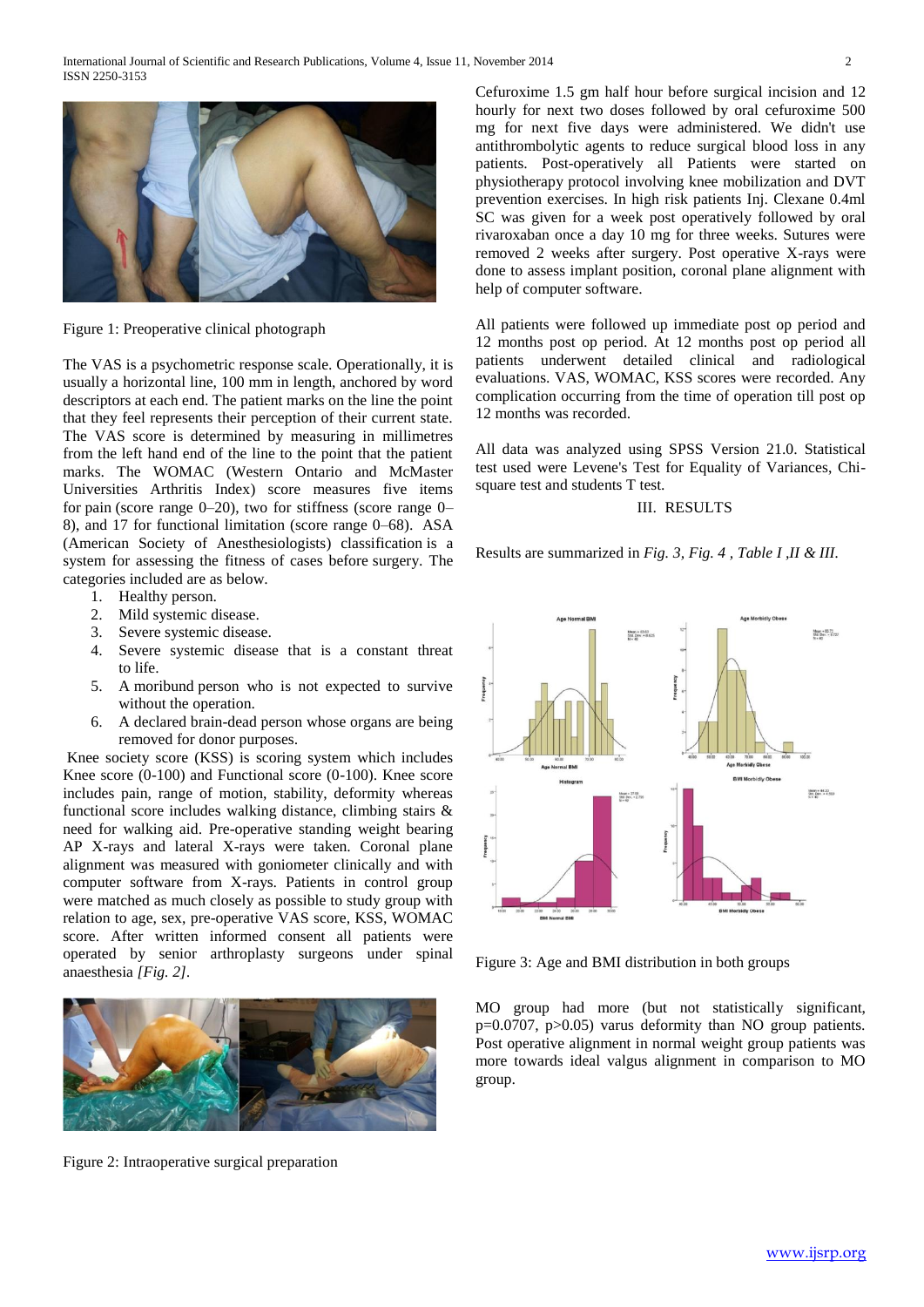Figure 1: Preoperative clinical photograph

The VAS is a psychometric response scale. Operationally, it is usually a horizontal line, 100 mm in length, anchored by word descriptors at each end. The patient marks on the line the point that they feel represents their perception of their current state. The VAS score is determined by measuring in millimetres from the left hand end of the line to the point that the patient marks. The WOMAC (Western Ontario and McMaster Universities Arthritis Index) score measures five items for pain (score range 0–20), two for stiffness (score range 0–8), and 17 for functional limitation (score range 0–68). ASA (American Society of Anesthesiologists) classification is a system for assessing the fitness of cases before surgery. The categories included are as below.

1. Healthy person.
2. Mild systemic disease.
3. Severe systemic disease.
4. Severe systemic disease that is a constant threat to life.
5. A moribund person who is not expected to survive without the operation.
6. A declared brain-dead person whose organs are being removed for donor purposes.

Knee society score (KSS) is scoring system which includes Knee score (0-100) and Functional score (0-100). Knee score includes pain, range of motion, stability, deformity whereas functional score includes walking distance, climbing stairs & need for walking aid. Pre-operative standing weight bearing AP X-rays and lateral X-rays were taken. Coronal plane alignment was measured with goniometer clinically and with computer software from X-rays. Patients in control group were matched as much closely as possible to study group with relation to age, sex, pre-operative VAS score, KSS, WOMAC score. After written informed consent all patients were operated by senior arthroplasty surgeons under spinal anaesthesia *[Fig. 2]*.

Figure 2: Intraoperative surgical preparation

Cefuroxime 1.5 gm half hour before surgical incision and 12 hourly for next two doses followed by oral cefuroxime 500 mg for next five days were administered. We didn't use antithrombolytic agents to reduce surgical blood loss in any patients. Post-operatively all Patients were started on physiotherapy protocol involving knee mobilization and DVT prevention exercises. In high risk patients Inj. Clexane 0.4ml SC was given for a week post operatively followed by oral rivaroxaban once a day 10 mg for three weeks. Sutures were removed 2 weeks after surgery. Post operative X-rays were done to assess implant position, coronal plane alignment with help of computer software.

All patients were followed up immediate post op period and 12 months post op period. At 12 months post op period all patients underwent detailed clinical and radiological evaluations. VAS, WOMAC, KSS scores were recorded. Any complication occurring from the time of operation till post op 12 months was recorded.

All data was analyzed using SPSS Version 21.0. Statistical test used were Levene's Test for Equality of Variances, Chi-square test and students T test.

## III. RESULTS

Results are summarized in *Fig. 3, Fig. 4 , Table I ,II & III.*

Figure 3: Age and BMI distribution in both groups

MO group had more (but not statistically significant, p=0.0707, p>0.05) varus deformity than NO group patients. Post operative alignment in normal weight group patients was more towards ideal valgus alignment in comparison to MO group.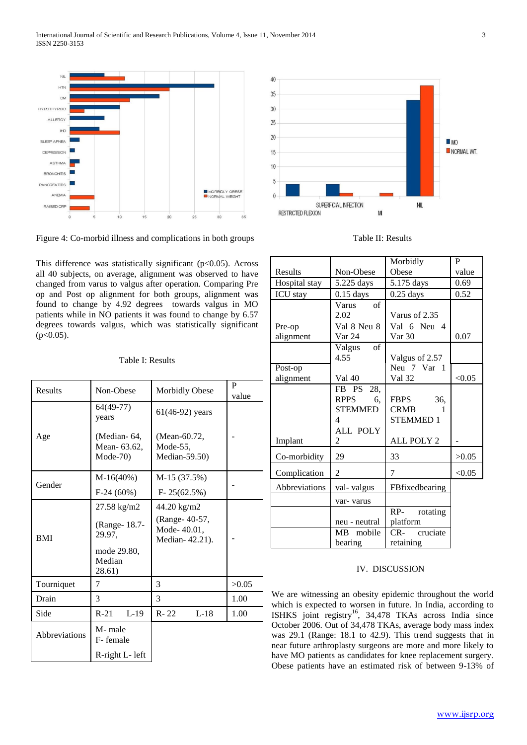Figure 4: Co-morbid illness and complications in both groups

This difference was statistically significant (p<0.05). Across all 40 subjects, on average, alignment was observed to have changed from varus to valgus after operation. Comparing Pre op and Post op alignment for both groups, alignment was found to change by 4.92 degrees towards valgus in MO patients while in NO patients it was found to change by 6.57 degrees towards valgus, which was statistically significant (p<0.05).

Table I: Results

| Results | Non-Obese | Morbidly Obese | P value |
|---|---|---|---|
| Age | 64(49-77) years (Median- 64, Mean- 63.62, Mode-70) | 61(46-92) years (Mean-60.72, Mode-55, Median-59.50) | - |
| Gender | M-16(40%) F-24 (60%) | M-15 (37.5%) F- 25(62.5%) | - |
| BMI | 27.58 kg/m2 (Range- 18.7-29.97, mode 29.80, Median 28.61) | 44.20 kg/m2 (Range- 40-57, Mode- 40.01, Median- 42.21). | - |
| Tourniquet | 7 | 3 | >0.05 |
| Drain | 3 | 3 | 1.00 |
| Side | R-21 L-19 | R- 22 L-18 | 1.00 |
| Abbreviations | M- male F- female R-right L- left | | |

Table II: Results

| Results | Non-Obese | Morbidly Obese | P value |
|---|---|---|---|
| Hospital stay | 5.225 days | 5.175 days | 0.69 |
| ICU stay | 0.15 days | 0.25 days | 0.52 |
| Pre-op alignment | Varus of 2.02 Val 8 Neu 8 Var 24 | Varus of 2.35 Val 6 Neu 4 Var 30 | 0.07 |
| Post-op alignment | Valgus of 4.55 Val 40 | Valgus of 2.57 Neu 7 Var 1 Val 32 | <0.05 |
| Implant | FB PS 28, RPPS 6, STEMMED 4 ALL POLY 2 | FBPS 36, CRMB 1 STEMMED 1 ALL POLY 2 | - |
| Co-morbidity | 29 | 33 | >0.05 |
| Complication | 2 | 7 | <0.05 |
| Abbreviations | val- valgus | FBfixedbearing | |
| | var- varus | | |
| | neu - neutral | RP- rotating platform | |
| | MB mobile bearing | CR- cruciate retaining | |

## IV. DISCUSSION

We are witnessing an obesity epidemic throughout the world which is expected to worsen in future. In India, according to ISHKS joint registry[16], 34,478 TKAs across India since October 2006. Out of 34,478 TKAs, average body mass index was 29.1 (Range: 18.1 to 42.9). This trend suggests that in near future arthroplasty surgeons are more and more likely to have MO patients as candidates for knee replacement surgery. Obese patients have an estimated risk of between 9-13% of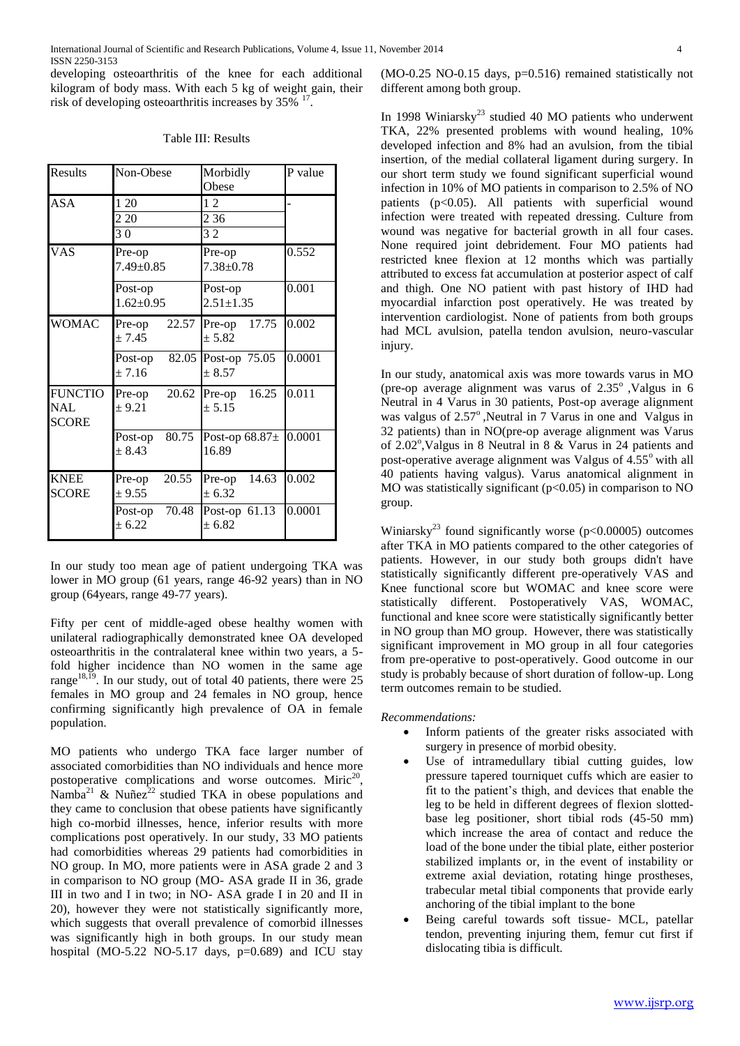developing osteoarthritis of the knee for each additional kilogram of body mass. With each 5 kg of weight gain, their risk of developing osteoarthritis increases by 35% [17].

Table III: Results

| Results | Non-Obese | Morbidly Obese | P value |
|---|---|---|---|
| ASA | 1 20 | 1 2 | - |
| | 2 20 | 2 36 | |
| | 3 0 | 3 2 | |
| VAS | Pre-op 7.49±0.85 | Pre-op 7.38±0.78 | 0.552 |
| | Post-op 1.62±0.95 | Post-op 2.51±1.35 | 0.001 |
| WOMAC | Pre-op 22.57 ± 7.45 | Pre-op 17.75 ± 5.82 | 0.002 |
| | Post-op 82.05 ± 7.16 | Post-op 75.05 ± 8.57 | 0.0001 |
| FUNCTIONAL SCORE | Pre-op 20.62 ± 9.21 | Pre-op 16.25 ± 5.15 | 0.011 |
| | Post-op 80.75 ± 8.43 | Post-op 68.87± 16.89 | 0.0001 |
| KNEE SCORE | Pre-op 20.55 ± 9.55 | Pre-op 14.63 ± 6.32 | 0.002 |
| | Post-op 70.48 ± 6.22 | Post-op 61.13 ± 6.82 | 0.0001 |

In our study too mean age of patient undergoing TKA was lower in MO group (61 years, range 46-92 years) than in NO group (64years, range 49-77 years).

Fifty per cent of middle-aged obese healthy women with unilateral radiographically demonstrated knee OA developed osteoarthritis in the contralateral knee within two years, a 5-fold higher incidence than NO women in the same age range[18,19]. In our study, out of total 40 patients, there were 25 females in MO group and 24 females in NO group, hence confirming significantly high prevalence of OA in female population.

MO patients who undergo TKA face larger number of associated comorbidities than NO individuals and hence more postoperative complications and worse outcomes. Miric[20], Namba[21] & Nuñez[22] studied TKA in obese populations and they came to conclusion that obese patients have significantly high co-morbid illnesses, hence, inferior results with more complications post operatively. In our study, 33 MO patients had comorbidities whereas 29 patients had comorbidities in NO group. In MO, more patients were in ASA grade 2 and 3 in comparison to NO group (MO- ASA grade II in 36, grade III in two and I in two; in NO- ASA grade I in 20 and II in 20), however they were not statistically significantly more, which suggests that overall prevalence of comorbid illnesses was significantly high in both groups. In our study mean hospital (MO-5.22 NO-5.17 days, p=0.689) and ICU stay (MO-0.25 NO-0.15 days, p=0.516) remained statistically not different among both group.

In 1998 Winiarsky[23] studied 40 MO patients who underwent TKA, 22% presented problems with wound healing, 10% developed infection and 8% had an avulsion, from the tibial insertion, of the medial collateral ligament during surgery. In our short term study we found significant superficial wound infection in 10% of MO patients in comparison to 2.5% of NO patients ($p<0.05$). All patients with superficial wound infection were treated with repeated dressing. Culture from wound was negative for bacterial growth in all four cases. None required joint debridement. Four MO patients had restricted knee flexion at 12 months which was partially attributed to excess fat accumulation at posterior aspect of calf and thigh. One NO patient with past history of IHD had myocardial infarction post operatively. He was treated by intervention cardiologist. None of patients from both groups had MCL avulsion, patella tendon avulsion, neuro-vascular injury.

In our study, anatomical axis was more towards varus in MO (pre-op average alignment was varus of $2.35^{o}$ ,Valgus in 6 Neutral in 4 Varus in 30 patients, Post-op average alignment was valgus of $2.57^{o}$ ,Neutral in 7 Varus in one and Valgus in 32 patients) than in NO(pre-op average alignment was Varus of $2.02^{o}$,Valgus in 8 Neutral in 8 & Varus in 24 patients and post-operative average alignment was Valgus of $4.55^{o}$ with all 40 patients having valgus). Varus anatomical alignment in MO was statistically significant ($p<0.05$) in comparison to NO group.

Winiarsky[23] found significantly worse ($p<0.00005$) outcomes after TKA in MO patients compared to the other categories of patients. However, in our study both groups didn't have statistically significantly different pre-operatively VAS and Knee functional score but WOMAC and knee score were statistically different. Postoperatively VAS, WOMAC, functional and knee score were statistically significantly better in NO group than MO group. However, there was statistically significant improvement in MO group in all four categories from pre-operative to post-operatively. Good outcome in our study is probably because of short duration of follow-up. Long term outcomes remain to be studied.

*Recommendations:*

- Inform patients of the greater risks associated with surgery in presence of morbid obesity.
- Use of intramedullary tibial cutting guides, low pressure tapered tourniquet cuffs which are easier to fit to the patient's thigh, and devices that enable the leg to be held in different degrees of flexion slotted-base leg positioner, short tibial rods (45-50 mm) which increase the area of contact and reduce the load of the bone under the tibial plate, either posterior stabilized implants or, in the event of instability or extreme axial deviation, rotating hinge prostheses, trabecular metal tibial components that provide early anchoring of the tibial implant to the bone
- Being careful towards soft tissue- MCL, patellar tendon, preventing injuring them, femur cut first if dislocating tibia is difficult.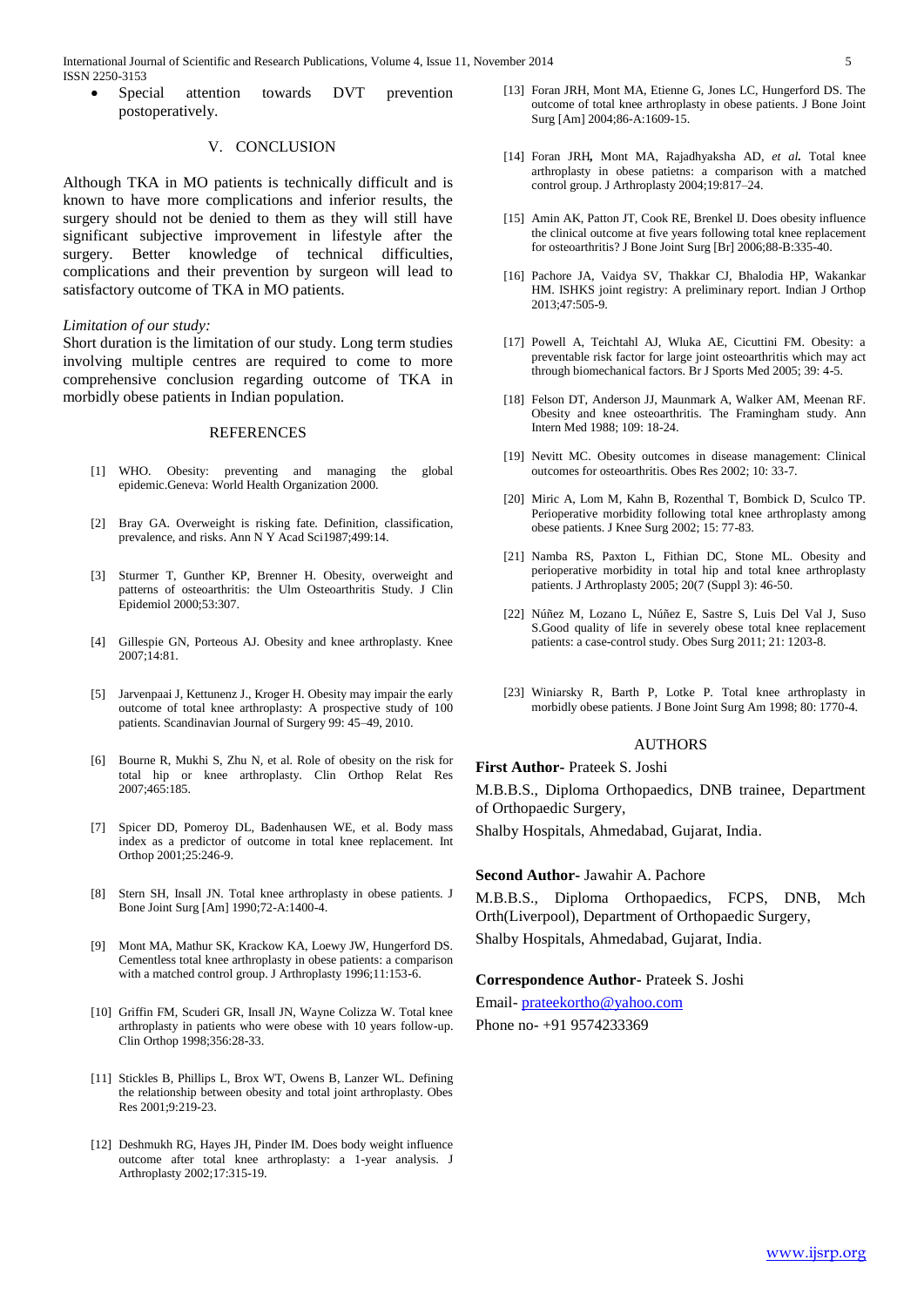- Special attention towards DVT prevention postoperatively.

## V. CONCLUSION

Although TKA in MO patients is technically difficult and is known to have more complications and inferior results, the surgery should not be denied to them as they will still have significant subjective improvement in lifestyle after the surgery. Better knowledge of technical difficulties, complications and their prevention by surgeon will lead to satisfactory outcome of TKA in MO patients.

*Limitation of our study:*

Short duration is the limitation of our study. Long term studies involving multiple centres are required to come to more comprehensive conclusion regarding outcome of TKA in morbidly obese patients in Indian population.

## REFERENCES

[1] WHO. Obesity: preventing and managing the global epidemic.Geneva: World Health Organization 2000.

[2] Bray GA. Overweight is risking fate. Definition, classification, prevalence, and risks. Ann N Y Acad Sci1987;499:14.

[3] Sturmer T, Gunther KP, Brenner H. Obesity, overweight and patterns of osteoarthritis: the Ulm Osteoarthritis Study. J Clin Epidemiol 2000;53:307.

[4] Gillespie GN, Porteous AJ. Obesity and knee arthroplasty. Knee 2007;14:81.

[5] Jarvenpaai J, Kettunenz J., Kroger H. Obesity may impair the early outcome of total knee arthroplasty: A prospective study of 100 patients. Scandinavian Journal of Surgery 99: 45–49, 2010.

[6] Bourne R, Mukhi S, Zhu N, et al. Role of obesity on the risk for total hip or knee arthroplasty. Clin Orthop Relat Res 2007;465:185.

[7] Spicer DD, Pomeroy DL, Badenhausen WE, et al. Body mass index as a predictor of outcome in total knee replacement. Int Orthop 2001;25:246-9.

[8] Stern SH, Insall JN. Total knee arthroplasty in obese patients. J Bone Joint Surg [Am] 1990;72-A:1400-4.

[9] Mont MA, Mathur SK, Krackow KA, Loewy JW, Hungerford DS. Cementless total knee arthroplasty in obese patients: a comparison with a matched control group. J Arthroplasty 1996;11:153-6.

[10] Griffin FM, Scuderi GR, Insall JN, Wayne Colizza W. Total knee arthroplasty in patients who were obese with 10 years follow-up. Clin Orthop 1998;356:28-33.

[11] Stickles B, Phillips L, Brox WT, Owens B, Lanzer WL. Defining the relationship between obesity and total joint arthroplasty. Obes Res 2001;9:219-23.

[12] Deshmukh RG, Hayes JH, Pinder IM. Does body weight influence outcome after total knee arthroplasty: a 1-year analysis. J Arthroplasty 2002;17:315-19.

[13] Foran JRH, Mont MA, Etienne G, Jones LC, Hungerford DS. The outcome of total knee arthroplasty in obese patients. J Bone Joint Surg [Am] 2004;86-A:1609-15.

[14] Foran JRH**,** Mont MA, Rajadhyaksha AD, *et al.* Total knee arthroplasty in obese patietns: a comparison with a matched control group. J Arthroplasty 2004;19:817–24.

[15] Amin AK, Patton JT, Cook RE, Brenkel IJ. Does obesity influence the clinical outcome at five years following total knee replacement for osteoarthritis? J Bone Joint Surg [Br] 2006;88-B:335-40.

[16] Pachore JA, Vaidya SV, Thakkar CJ, Bhalodia HP, Wakankar HM. ISHKS joint registry: A preliminary report. Indian J Orthop 2013;47:505-9.

[17] Powell A, Teichtahl AJ, Wluka AE, Cicuttini FM. Obesity: a preventable risk factor for large joint osteoarthritis which may act through biomechanical factors. Br J Sports Med 2005; 39: 4-5.

[18] Felson DT, Anderson JJ, Maunmark A, Walker AM, Meenan RF. Obesity and knee osteoarthritis. The Framingham study. Ann Intern Med 1988; 109: 18-24.

[19] Nevitt MC. Obesity outcomes in disease management: Clinical outcomes for osteoarthritis. Obes Res 2002; 10: 33-7.

[20] Miric A, Lom M, Kahn B, Rozenthal T, Bombick D, Sculco TP. Perioperative morbidity following total knee arthroplasty among obese patients. J Knee Surg 2002; 15: 77-83.

[21] Namba RS, Paxton L, Fithian DC, Stone ML. Obesity and perioperative morbidity in total hip and total knee arthroplasty patients. J Arthroplasty 2005; 20(7 (Suppl 3): 46-50.

[22] Núñez M, Lozano L, Núñez E, Sastre S, Luis Del Val J, Suso S.Good quality of life in severely obese total knee replacement patients: a case-control study. Obes Surg 2011; 21: 1203-8.

[23] Winiarsky R, Barth P, Lotke P. Total knee arthroplasty in morbidly obese patients. J Bone Joint Surg Am 1998; 80: 1770-4.

## AUTHORS

**First Author-** Prateek S. Joshi

M.B.B.S., Diploma Orthopaedics, DNB trainee, Department of Orthopaedic Surgery,

Shalby Hospitals, Ahmedabad, Gujarat, India.

**Second Author-** Jawahir A. Pachore

M.B.B.S., Diploma Orthopaedics, FCPS, DNB, Mch Orth(Liverpool), Department of Orthopaedic Surgery,

Shalby Hospitals, Ahmedabad, Gujarat, India.

**Correspondence Author-** Prateek S. Joshi

Email- prateekortho@yahoo.com

Phone no- +91 9574233369